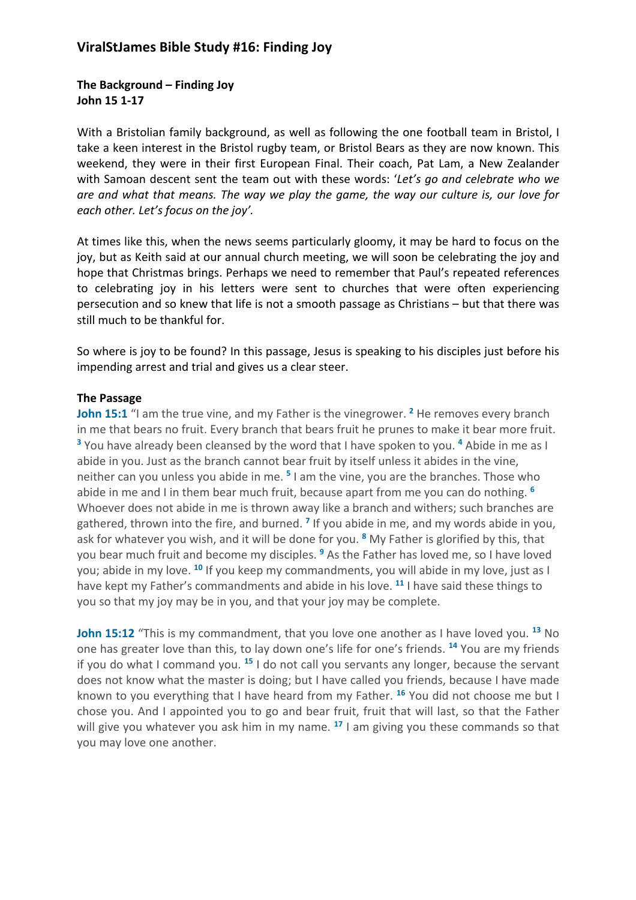# ViralStJames Bible Study #16: Finding Joy

**The Background – Finding Joy**
**John 15 1-17**

With a Bristolian family background, as well as following the one football team in Bristol, I take a keen interest in the Bristol rugby team, or Bristol Bears as they are now known. This weekend, they were in their first European Final. Their coach, Pat Lam, a New Zealander with Samoan descent sent the team out with these words: '*Let's go and celebrate who we are and what that means. The way we play the game, the way our culture is, our love for each other. Let's focus on the joy'.*

At times like this, when the news seems particularly gloomy, it may be hard to focus on the joy, but as Keith said at our annual church meeting, we will soon be celebrating the joy and hope that Christmas brings. Perhaps we need to remember that Paul's repeated references to celebrating joy in his letters were sent to churches that were often experiencing persecution and so knew that life is not a smooth passage as Christians – but that there was still much to be thankful for.

So where is joy to be found? In this passage, Jesus is speaking to his disciples just before his impending arrest and trial and gives us a clear steer.

**The Passage**

**John 15:1** "I am the true vine, and my Father is the vinegrower. [2] He removes every branch in me that bears no fruit. Every branch that bears fruit he prunes to make it bear more fruit. [3] You have already been cleansed by the word that I have spoken to you. [4] Abide in me as I abide in you. Just as the branch cannot bear fruit by itself unless it abides in the vine, neither can you unless you abide in me. [5] I am the vine, you are the branches. Those who abide in me and I in them bear much fruit, because apart from me you can do nothing. [6] Whoever does not abide in me is thrown away like a branch and withers; such branches are gathered, thrown into the fire, and burned. [7] If you abide in me, and my words abide in you, ask for whatever you wish, and it will be done for you. [8] My Father is glorified by this, that you bear much fruit and become my disciples. [9] As the Father has loved me, so I have loved you; abide in my love. [10] If you keep my commandments, you will abide in my love, just as I have kept my Father's commandments and abide in his love. [11] I have said these things to you so that my joy may be in you, and that your joy may be complete.

**John 15:12** "This is my commandment, that you love one another as I have loved you. [13] No one has greater love than this, to lay down one's life for one's friends. [14] You are my friends if you do what I command you. [15] I do not call you servants any longer, because the servant does not know what the master is doing; but I have called you friends, because I have made known to you everything that I have heard from my Father. [16] You did not choose me but I chose you. And I appointed you to go and bear fruit, fruit that will last, so that the Father will give you whatever you ask him in my name. [17] I am giving you these commands so that you may love one another.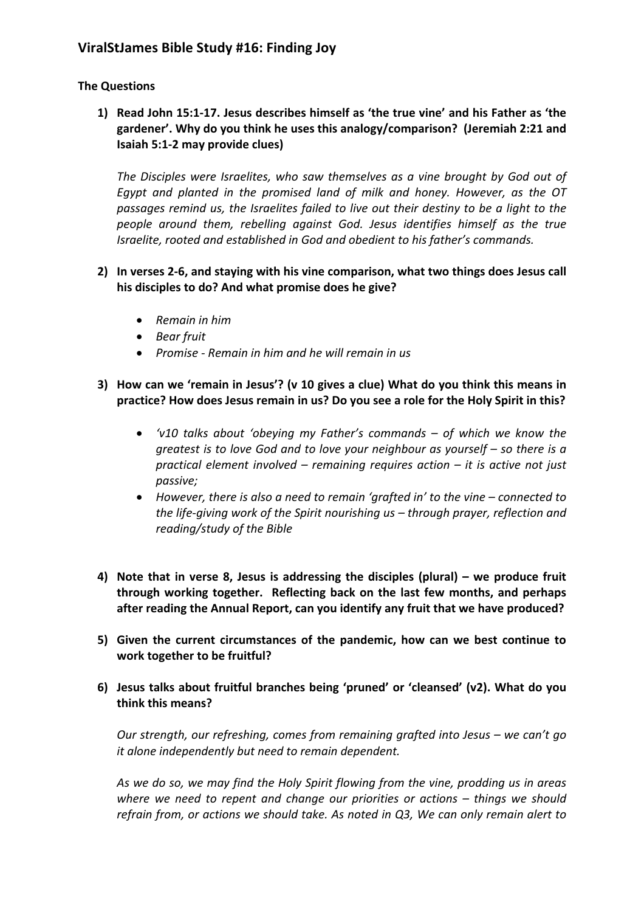## ViralStJames Bible Study #16: Finding Joy

**The Questions**

1) **Read John 15:1-17. Jesus describes himself as 'the true vine' and his Father as 'the gardener'. Why do you think he uses this analogy/comparison? (Jeremiah 2:21 and Isaiah 5:1-2 may provide clues)**

   *The Disciples were Israelites, who saw themselves as a vine brought by God out of Egypt and planted in the promised land of milk and honey. However, as the OT passages remind us, the Israelites failed to live out their destiny to be a light to the people around them, rebelling against God. Jesus identifies himself as the true Israelite, rooted and established in God and obedient to his father's commands.*

2) **In verses 2-6, and staying with his vine comparison, what two things does Jesus call his disciples to do? And what promise does he give?**

   - *Remain in him*
   - *Bear fruit*
   - *Promise - Remain in him and he will remain in us*

3) **How can we 'remain in Jesus'? (v 10 gives a clue) What do you think this means in practice? How does Jesus remain in us? Do you see a role for the Holy Spirit in this?**

   - *'v10 talks about 'obeying my Father's commands – of which we know the greatest is to love God and to love your neighbour as yourself – so there is a practical element involved – remaining requires action – it is active not just passive;*
   - *However, there is also a need to remain 'grafted in' to the vine – connected to the life-giving work of the Spirit nourishing us – through prayer, reflection and reading/study of the Bible*

4) **Note that in verse 8, Jesus is addressing the disciples (plural) – we produce fruit through working together. Reflecting back on the last few months, and perhaps after reading the Annual Report, can you identify any fruit that we have produced?**

5) **Given the current circumstances of the pandemic, how can we best continue to work together to be fruitful?**

6) **Jesus talks about fruitful branches being 'pruned' or 'cleansed' (v2). What do you think this means?**

   *Our strength, our refreshing, comes from remaining grafted into Jesus – we can't go it alone independently but need to remain dependent.*

   *As we do so, we may find the Holy Spirit flowing from the vine, prodding us in areas where we need to repent and change our priorities or actions – things we should refrain from, or actions we should take. As noted in Q3, We can only remain alert to*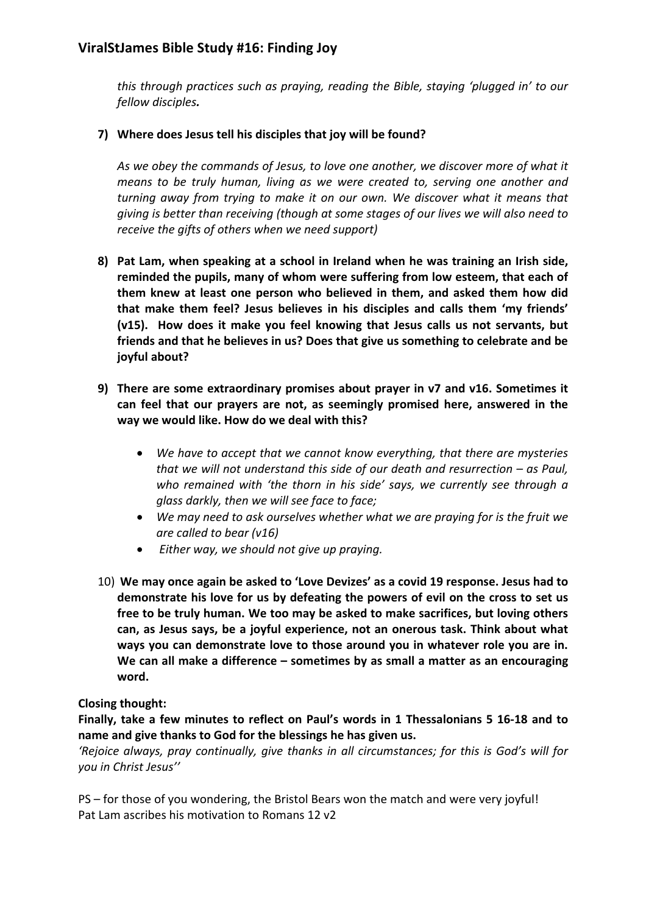*this through practices such as praying, reading the Bible, staying 'plugged in' to our fellow disciples.*

**7) Where does Jesus tell his disciples that joy will be found?**

*As we obey the commands of Jesus, to love one another, we discover more of what it means to be truly human, living as we were created to, serving one another and turning away from trying to make it on our own. We discover what it means that giving is better than receiving (though at some stages of our lives we will also need to receive the gifts of others when we need support)*

**8) Pat Lam, when speaking at a school in Ireland when he was training an Irish side, reminded the pupils, many of whom were suffering from low esteem, that each of them knew at least one person who believed in them, and asked them how did that make them feel? Jesus believes in his disciples and calls them 'my friends' (v15). How does it make you feel knowing that Jesus calls us not servants, but friends and that he believes in us? Does that give us something to celebrate and be joyful about?**

**9) There are some extraordinary promises about prayer in v7 and v16. Sometimes it can feel that our prayers are not, as seemingly promised here, answered in the way we would like. How do we deal with this?**

- *We have to accept that we cannot know everything, that there are mysteries that we will not understand this side of our death and resurrection – as Paul, who remained with 'the thorn in his side' says, we currently see through a glass darkly, then we will see face to face;*
- *We may need to ask ourselves whether what we are praying for is the fruit we are called to bear (v16)*
- *Either way, we should not give up praying.*

10) **We may once again be asked to 'Love Devizes' as a covid 19 response. Jesus had to demonstrate his love for us by defeating the powers of evil on the cross to set us free to be truly human. We too may be asked to make sacrifices, but loving others can, as Jesus says, be a joyful experience, not an onerous task. Think about what ways you can demonstrate love to those around you in whatever role you are in. We can all make a difference – sometimes by as small a matter as an encouraging word.**

**Closing thought:**

**Finally, take a few minutes to reflect on Paul's words in 1 Thessalonians 5 16-18 and to name and give thanks to God for the blessings he has given us.**

*'Rejoice always, pray continually, give thanks in all circumstances; for this is God's will for you in Christ Jesus''*

PS – for those of you wondering, the Bristol Bears won the match and were very joyful!
Pat Lam ascribes his motivation to Romans 12 v2